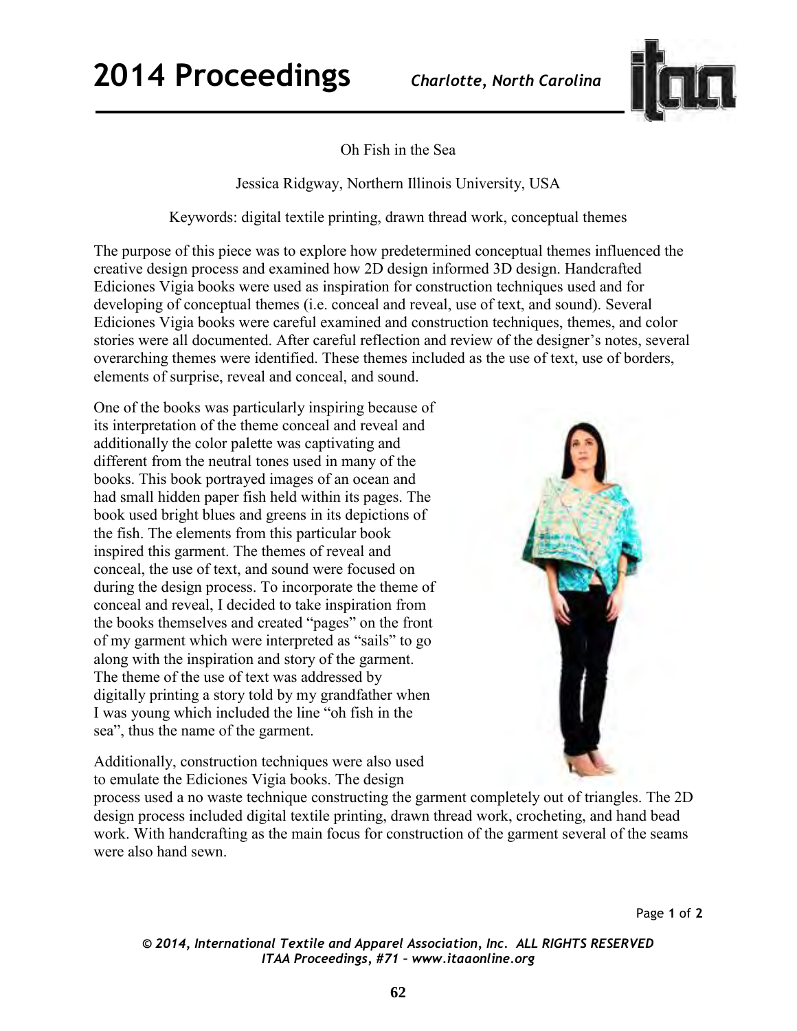# Oh Fish in the Sea

Jessica Ridgway, Northern Illinois University, USA

Keywords: digital textile printing, drawn thread work, conceptual themes

The purpose of this piece was to explore how predetermined conceptual themes influenced the creative design process and examined how 2D design informed 3D design. Handcrafted Ediciones Vigia books were used as inspiration for construction techniques used and for developing of conceptual themes (i.e. conceal and reveal, use of text, and sound). Several Ediciones Vigia books were careful examined and construction techniques, themes, and color stories were all documented. After careful reflection and review of the designer's notes, several overarching themes were identified. These themes included as the use of text, use of borders, elements of surprise, reveal and conceal, and sound.

One of the books was particularly inspiring because of its interpretation of the theme conceal and reveal and additionally the color palette was captivating and different from the neutral tones used in many of the books. This book portrayed images of an ocean and had small hidden paper fish held within its pages. The book used bright blues and greens in its depictions of the fish. The elements from this particular book inspired this garment. The themes of reveal and conceal, the use of text, and sound were focused on during the design process. To incorporate the theme of conceal and reveal, I decided to take inspiration from the books themselves and created "pages" on the front of my garment which were interpreted as "sails" to go along with the inspiration and story of the garment. The theme of the use of text was addressed by digitally printing a story told by my grandfather when I was young which included the line "oh fish in the sea", thus the name of the garment.

Additionally, construction techniques were also used to emulate the Ediciones Vigia books. The design process used a no waste technique constructing the garment completely out of triangles. The 2D design process included digital textile printing, drawn thread work, crocheting, and hand bead work. With handcrafting as the main focus for construction of the garment several of the seams were also hand sewn.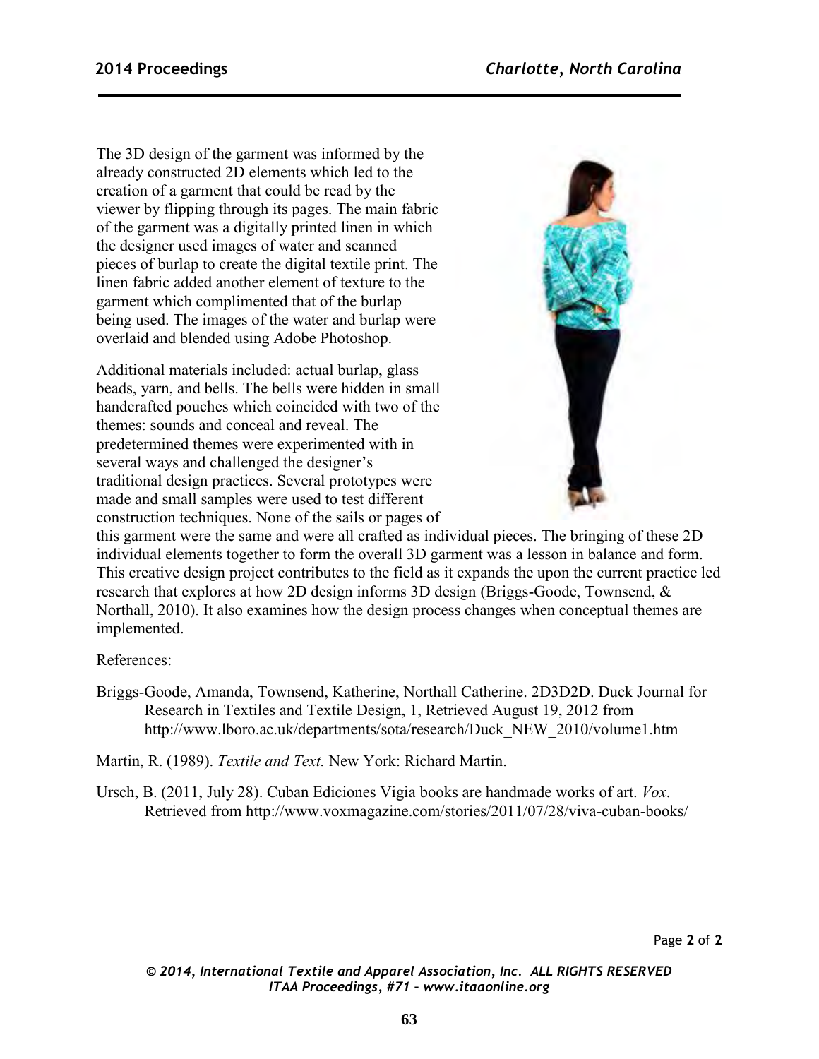The 3D design of the garment was informed by the already constructed 2D elements which led to the creation of a garment that could be read by the viewer by flipping through its pages. The main fabric of the garment was a digitally printed linen in which the designer used images of water and scanned pieces of burlap to create the digital textile print. The linen fabric added another element of texture to the garment which complimented that of the burlap being used. The images of the water and burlap were overlaid and blended using Adobe Photoshop.

Additional materials included: actual burlap, glass beads, yarn, and bells. The bells were hidden in small handcrafted pouches which coincided with two of the themes: sounds and conceal and reveal. The predetermined themes were experimented with in several ways and challenged the designer's traditional design practices. Several prototypes were made and small samples were used to test different construction techniques. None of the sails or pages of this garment were the same and were all crafted as individual pieces. The bringing of these 2D individual elements together to form the overall 3D garment was a lesson in balance and form. This creative design project contributes to the field as it expands the upon the current practice led research that explores at how 2D design informs 3D design (Briggs-Goode, Townsend, & Northall, 2010). It also examines how the design process changes when conceptual themes are implemented.

References:

Briggs-Goode, Amanda, Townsend, Katherine, Northall Catherine. 2D3D2D. Duck Journal for Research in Textiles and Textile Design, 1, Retrieved August 19, 2012 from http://www.lboro.ac.uk/departments/sota/research/Duck_NEW_2010/volume1.htm

Martin, R. (1989). *Textile and Text.* New York: Richard Martin.

Ursch, B. (2011, July 28). Cuban Ediciones Vigia books are handmade works of art. *Vox*. Retrieved from http://www.voxmagazine.com/stories/2011/07/28/viva-cuban-books/